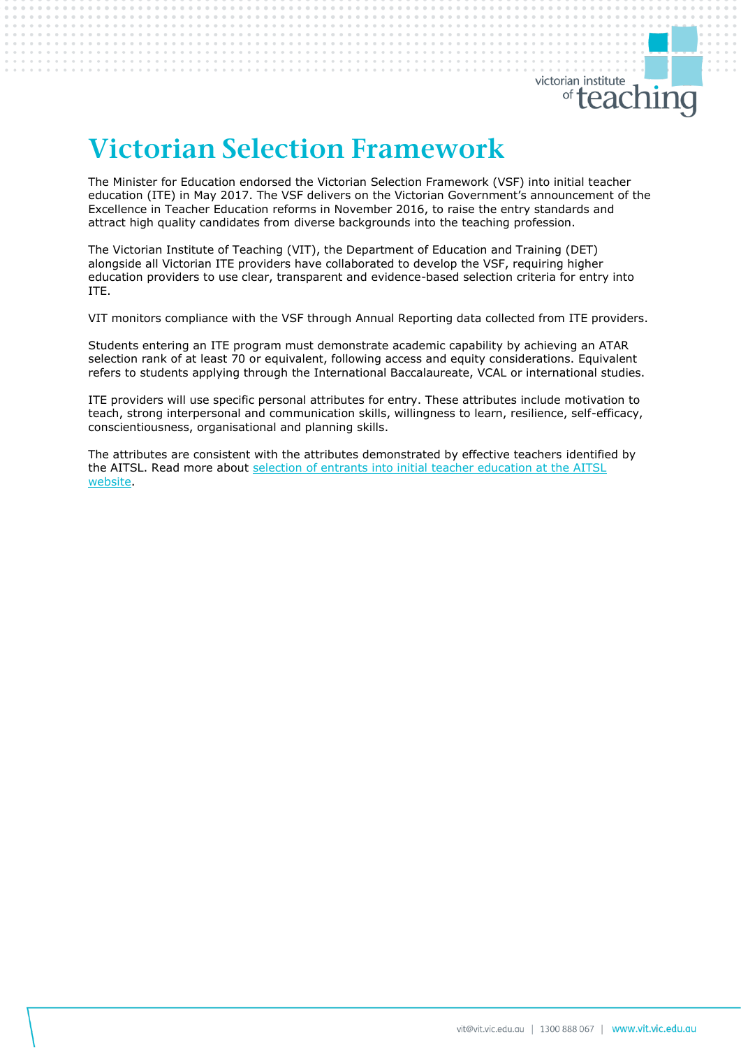# Victorian Selection Framework

The Minister for Education endorsed the Victorian Selection Framework (VSF) into initial teacher education (ITE) in May 2017. The VSF delivers on the Victorian Government's announcement of the Excellence in Teacher Education reforms in November 2016, to raise the entry standards and attract high quality candidates from diverse backgrounds into the teaching profession.

The Victorian Institute of Teaching (VIT), the Department of Education and Training (DET) alongside all Victorian ITE providers have collaborated to develop the VSF, requiring higher education providers to use clear, transparent and evidence-based selection criteria for entry into ITE.

VIT monitors compliance with the VSF through Annual Reporting data collected from ITE providers.

Students entering an ITE program must demonstrate academic capability by achieving an ATAR selection rank of at least 70 or equivalent, following access and equity considerations. Equivalent refers to students applying through the International Baccalaureate, VCAL or international studies.

ITE providers will use specific personal attributes for entry. These attributes include motivation to teach, strong interpersonal and communication skills, willingness to learn, resilience, self-efficacy, conscientiousness, organisational and planning skills.

The attributes are consistent with the attributes demonstrated by effective teachers identified by the AITSL. Read more about selection of entrants into initial teacher education at the AITSL website.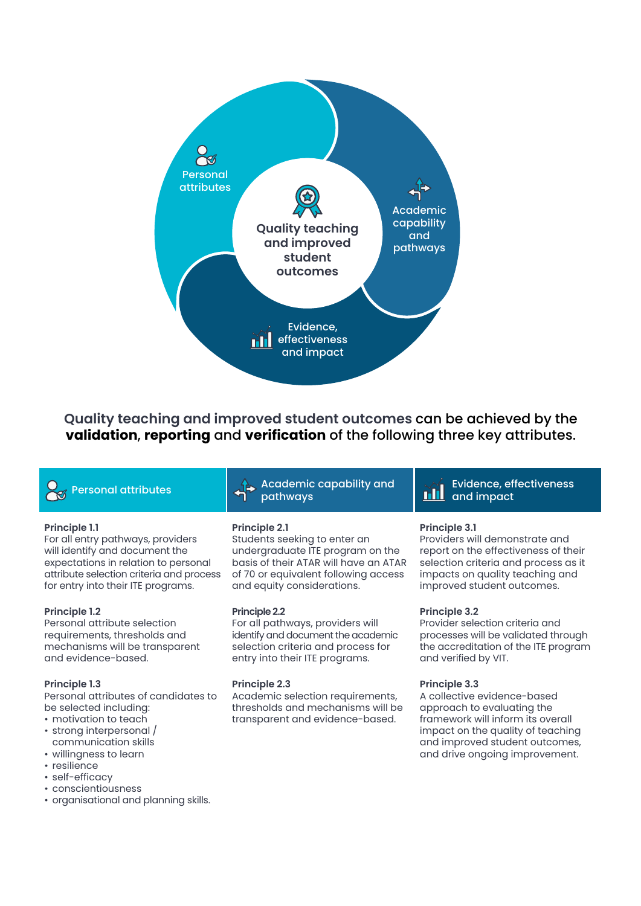Personal attributes

Academic capability and pathways

Evidence, effectiveness and impact

Quality teaching and improved student outcomes

**Quality teaching and improved student outcomes** can be achieved by the **validation**, **reporting** and **verification** of the following three key attributes.

## Personal attributes

**Principle 1.1**
For all entry pathways, providers will identify and document the expectations in relation to personal attribute selection criteria and process for entry into their ITE programs.

**Principle 1.2**
Personal attribute selection requirements, thresholds and mechanisms will be transparent and evidence-based.

**Principle 1.3**
Personal attributes of candidates to be selected including:

- motivation to teach
- strong interpersonal / communication skills
- willingness to learn
- resilience
- self-efficacy
- conscientiousness
- organisational and planning skills.

## Academic capability and pathways

**Principle 2.1**
Students seeking to enter an undergraduate ITE program on the basis of their ATAR will have an ATAR of 70 or equivalent following access and equity considerations.

**Principle 2.2**
For all pathways, providers will identify and document the academic selection criteria and process for entry into their ITE programs.

**Principle 2.3**
Academic selection requirements, thresholds and mechanisms will be transparent and evidence-based.

## Evidence, effectiveness and impact

**Principle 3.1**
Providers will demonstrate and report on the effectiveness of their selection criteria and process as it impacts on quality teaching and improved student outcomes.

**Principle 3.2**
Provider selection criteria and processes will be validated through the accreditation of the ITE program and verified by VIT.

**Principle 3.3**
A collective evidence-based approach to evaluating the framework will inform its overall impact on the quality of teaching and improved student outcomes, and drive ongoing improvement.